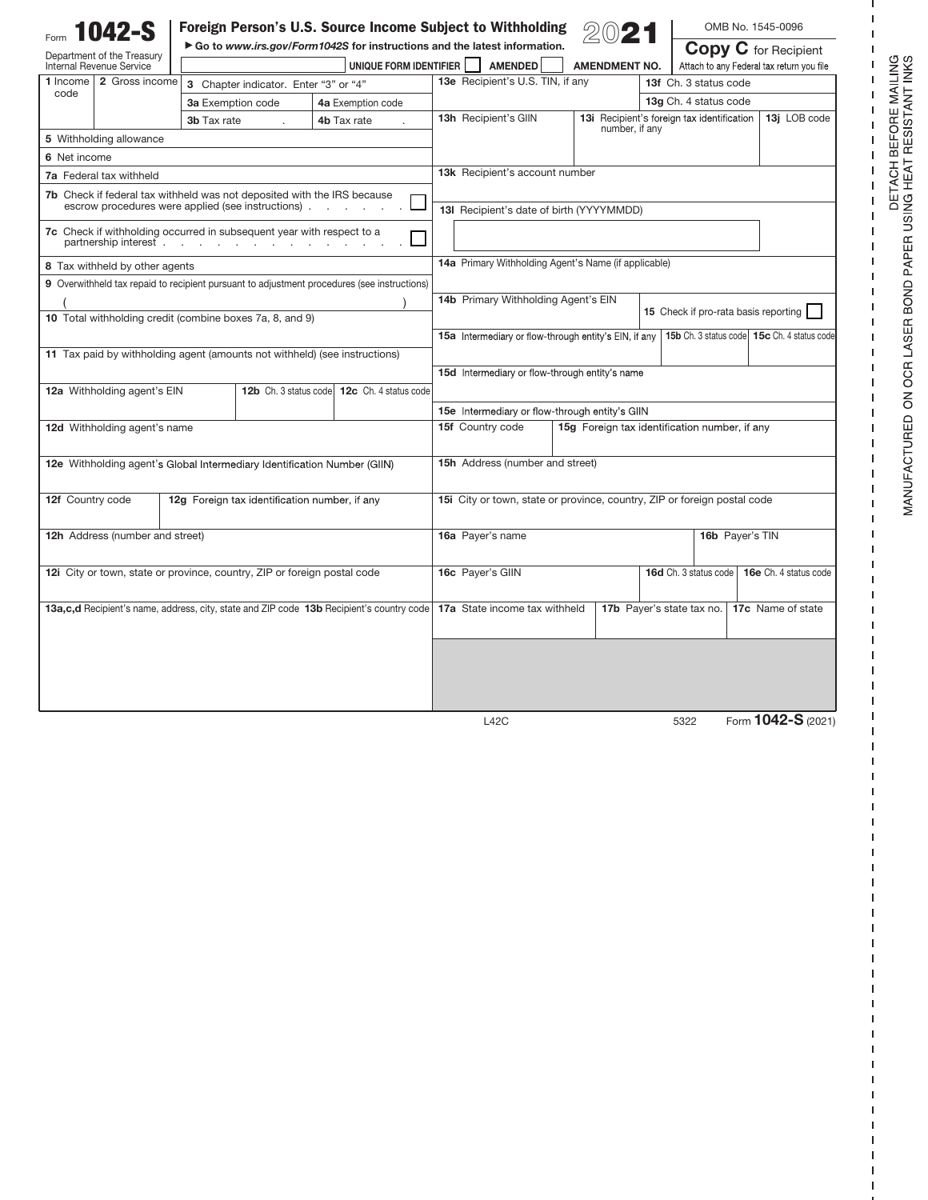# Form 1042-S

Department of the Treasury
Internal Revenue Service

**Foreign Person's U.S. Source Income Subject to Withholding** **2021**

► Go to *www.irs.gov/Form1042S* for instructions and the latest information.

OMB No. 1545-0096

**Copy C** for Recipient
Attach to any Federal tax return you file

UNIQUE FORM IDENTIFIER ☐ AMENDED ☐ AMENDMENT NO.

| | |
|---|---|
| **1** Income code | **2** Gross income |
| **3** Chapter indicator. Enter "3" or "4" | |
| **3a** Exemption code | **4a** Exemption code |
| **3b** Tax rate . | **4b** Tax rate . |
| **5** Withholding allowance | |
| **6** Net income | |
| **7a** Federal tax withheld | |
| **7b** Check if federal tax withheld was not deposited with the IRS because escrow procedures were applied (see instructions) ☐ | |
| **7c** Check if withholding occurred in subsequent year with respect to a partnership interest ☐ | |
| **8** Tax withheld by other agents | |
| **9** Overwithheld tax repaid to recipient pursuant to adjustment procedures (see instructions) ( ) | |
| **10** Total withholding credit (combine boxes 7a, 8, and 9) | |
| **11** Tax paid by withholding agent (amounts not withheld) (see instructions) | |
| **12a** Withholding agent's EIN | **12b** Ch. 3 status code / **12c** Ch. 4 status code |
| **12d** Withholding agent's name | |
| **12e** Withholding agent's Global Intermediary Identification Number (GIIN) | |
| **12f** Country code | **12g** Foreign tax identification number, if any |
| **12h** Address (number and street) | |
| **12i** City or town, state or province, country, ZIP or foreign postal code | |
| **13a,c,d** Recipient's name, address, city, state and ZIP code | **13b** Recipient's country code |

| | |
|---|---|
| **13e** Recipient's U.S. TIN, if any | **13f** Ch. 3 status code |
| | **13g** Ch. 4 status code |
| **13h** Recipient's GIIN | **13i** Recipient's foreign tax identification number, if any / **13j** LOB code |
| **13k** Recipient's account number | |
| **13l** Recipient's date of birth (YYYYMMDD) | |
| **14a** Primary Withholding Agent's Name (if applicable) | |
| **14b** Primary Withholding Agent's EIN | **15** Check if pro-rata basis reporting ☐ |
| **15a** Intermediary or flow-through entity's EIN, if any | **15b** Ch. 3 status code / **15c** Ch. 4 status code |
| **15d** Intermediary or flow-through entity's name | |
| **15e** Intermediary or flow-through entity's GIIN | |
| **15f** Country code | **15g** Foreign tax identification number, if any |
| **15h** Address (number and street) | |
| **15i** City or town, state or province, country, ZIP or foreign postal code | |
| **16a** Payer's name | **16b** Payer's TIN |
| **16c** Payer's GIIN | **16d** Ch. 3 status code / **16e** Ch. 4 status code |
| **17a** State income tax withheld | **17b** Payer's state tax no. / **17c** Name of state |

L42C 5322 Form **1042-S** (2021)

DETACH BEFORE MAILING
MANUFACTURED ON OCR LASER BOND PAPER USING HEAT RESISTANT INKS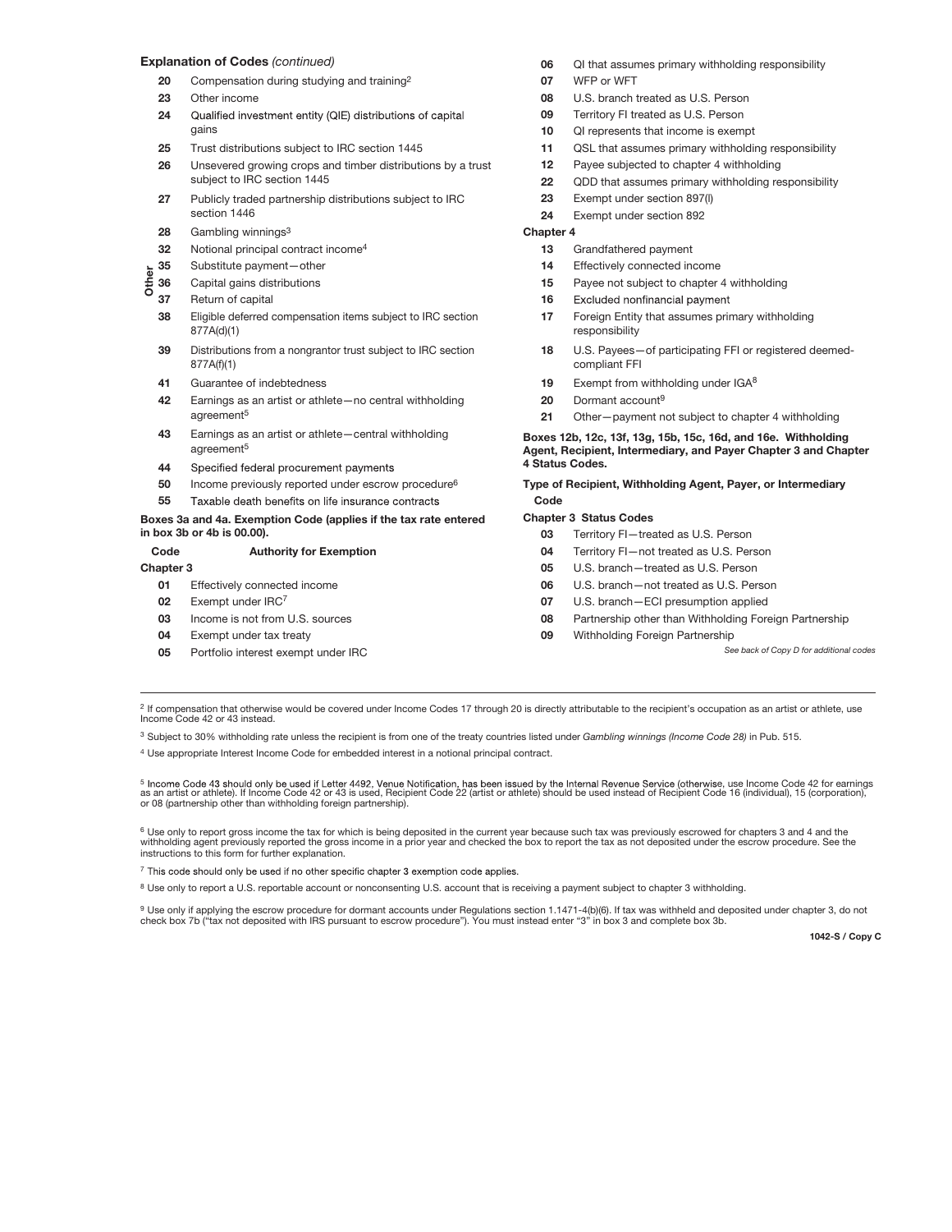**Explanation of Codes** *(continued)*

| | Code | |
|---|---|---|
| | 20 | Compensation during studying and training[2] |
| | 23 | Other income |
| | 24 | Qualified investment entity (QIE) distributions of capital gains |
| | 25 | Trust distributions subject to IRC section 1445 |
| | 26 | Unsevered growing crops and timber distributions by a trust subject to IRC section 1445 |
| | 27 | Publicly traded partnership distributions subject to IRC section 1446 |
| | 28 | Gambling winnings[3] |
| | 32 | Notional principal contract income[4] |
| Other | 35 | Substitute payment—other |
| | 36 | Capital gains distributions |
| | 37 | Return of capital |
| | 38 | Eligible deferred compensation items subject to IRC section 877A(d)(1) |
| | 39 | Distributions from a nongrantor trust subject to IRC section 877A(f)(1) |
| | 41 | Guarantee of indebtedness |
| | 42 | Earnings as an artist or athlete—no central withholding agreement[5] |
| | 43 | Earnings as an artist or athlete—central withholding agreement[5] |
| | 44 | Specified federal procurement payments |
| | 50 | Income previously reported under escrow procedure[6] |
| | 55 | Taxable death benefits on life insurance contracts |

**Boxes 3a and 4a. Exemption Code (applies if the tax rate entered in box 3b or 4b is 00.00).**

| Code | Authority for Exemption |
|---|---|
| **Chapter 3** | |
| 01 | Effectively connected income |
| 02 | Exempt under IRC[7] |
| 03 | Income is not from U.S. sources |
| 04 | Exempt under tax treaty |
| 05 | Portfolio interest exempt under IRC |
| 06 | QI that assumes primary withholding responsibility |
| 07 | WFP or WFT |
| 08 | U.S. branch treated as U.S. Person |
| 09 | Territory FI treated as U.S. Person |
| 10 | QI represents that income is exempt |
| 11 | QSL that assumes primary withholding responsibility |
| 12 | Payee subjected to chapter 4 withholding |
| 22 | QDD that assumes primary withholding responsibility |
| 23 | Exempt under section 897(l) |
| 24 | Exempt under section 892 |
| **Chapter 4** | |
| 13 | Grandfathered payment |
| 14 | Effectively connected income |
| 15 | Payee not subject to chapter 4 withholding |
| 16 | Excluded nonfinancial payment |
| 17 | Foreign Entity that assumes primary withholding responsibility |
| 18 | U.S. Payees—of participating FFI or registered deemed-compliant FFI |
| 19 | Exempt from withholding under IGA[8] |
| 20 | Dormant account[9] |
| 21 | Other—payment not subject to chapter 4 withholding |

**Boxes 12b, 12c, 13f, 13g, 15b, 15c, 16d, and 16e. Withholding Agent, Recipient, Intermediary, and Payer Chapter 3 and Chapter 4 Status Codes.**

**Type of Recipient, Withholding Agent, Payer, or Intermediary Code**

| Code | |
|---|---|
| **Chapter 3 Status Codes** | |
| 03 | Territory FI—treated as U.S. Person |
| 04 | Territory FI—not treated as U.S. Person |
| 05 | U.S. branch—treated as U.S. Person |
| 06 | U.S. branch—not treated as U.S. Person |
| 07 | U.S. branch—ECI presumption applied |
| 08 | Partnership other than Withholding Foreign Partnership |
| 09 | Withholding Foreign Partnership |

*See back of Copy D for additional codes*

[2] If compensation that otherwise would be covered under Income Codes 17 through 20 is directly attributable to the recipient's occupation as an artist or athlete, use Income Code 42 or 43 instead.

[3] Subject to 30% withholding rate unless the recipient is from one of the treaty countries listed under *Gambling winnings (Income Code 28)* in Pub. 515.

[4] Use appropriate Interest Income Code for embedded interest in a notional principal contract.

[5] Income Code 43 should only be used if Letter 4492, Venue Notification, has been issued by the Internal Revenue Service (otherwise, use Income Code 42 for earnings as an artist or athlete). If Income Code 42 or 43 is used, Recipient Code 22 (artist or athlete) should be used instead of Recipient Code 16 (individual), 15 (corporation), or 08 (partnership other than withholding foreign partnership).

[6] Use only to report gross income the tax for which is being deposited in the current year because such tax was previously escrowed for chapters 3 and 4 and the withholding agent previously reported the gross income in a prior year and checked the box to report the tax as not deposited under the escrow procedure. See the instructions to this form for further explanation.

[7] This code should only be used if no other specific chapter 3 exemption code applies.

[8] Use only to report a U.S. reportable account or nonconsenting U.S. account that is receiving a payment subject to chapter 3 withholding.

[9] Use only if applying the escrow procedure for dormant accounts under Regulations section 1.1471-4(b)(6). If tax was withheld and deposited under chapter 3, do not check box 7b ("tax not deposited with IRS pursuant to escrow procedure"). You must instead enter "3" in box 3 and complete box 3b.

**1042-S / Copy C**